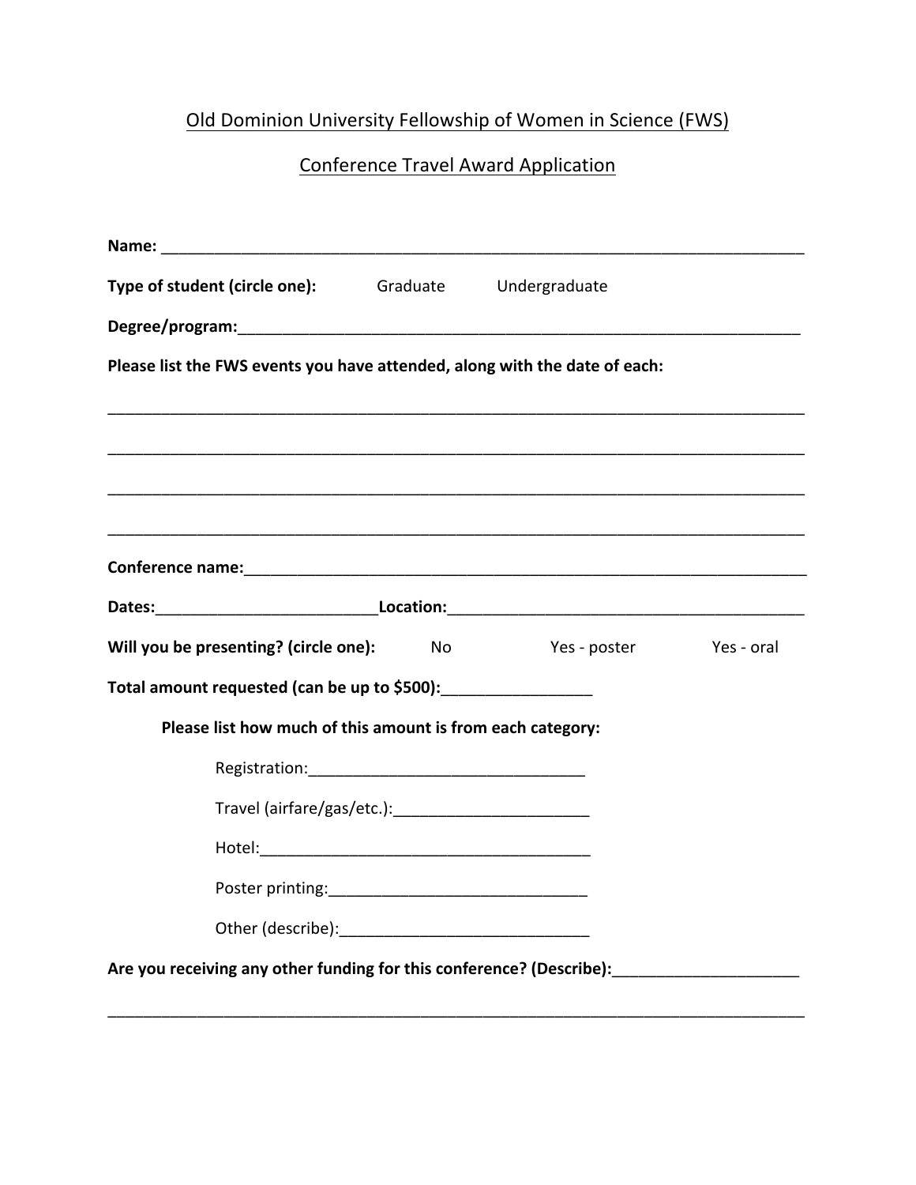Old Dominion University Fellowship of Women in Science (FWS)

Conference Travel Award Application

**Name:** ___________________________________________________________________________

**Type of student (circle one):** Graduate Undergraduate

**Degree/program:**_______________________________________________________________

**Please list the FWS events you have attended, along with the date of each:**

_________________________________________________________________________________

_________________________________________________________________________________

_________________________________________________________________________________

_________________________________________________________________________________

**Conference name:**______________________________________________________________

**Dates:**_________________________**Location:**________________________________________

**Will you be presenting? (circle one):** No Yes - poster Yes - oral

**Total amount requested (can be up to $500):**_________________

**Please list how much of this amount is from each category:**

Registration:_______________________________

Travel (airfare/gas/etc.):______________________

Hotel:______________________________________

Poster printing:_____________________________

Other (describe):____________________________

**Are you receiving any other funding for this conference? (Describe):**_____________________

_________________________________________________________________________________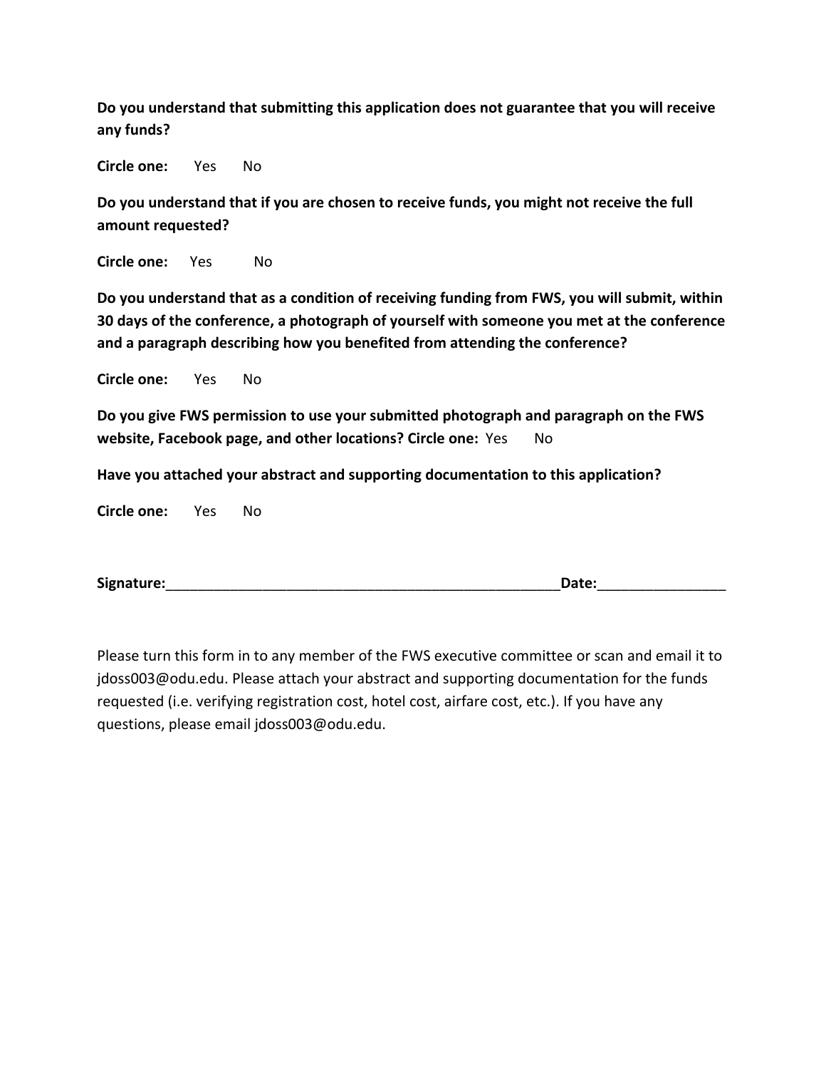**Do you understand that submitting this application does not guarantee that you will receive any funds?**

**Circle one:** Yes No

**Do you understand that if you are chosen to receive funds, you might not receive the full amount requested?**

**Circle one:** Yes No

**Do you understand that as a condition of receiving funding from FWS, you will submit, within 30 days of the conference, a photograph of yourself with someone you met at the conference and a paragraph describing how you benefited from attending the conference?**

**Circle one:** Yes No

**Do you give FWS permission to use your submitted photograph and paragraph on the FWS website, Facebook page, and other locations? Circle one:** Yes No

**Have you attached your abstract and supporting documentation to this application?**

**Circle one:** Yes No

**Signature:**____________________________________________________**Date:**________________

Please turn this form in to any member of the FWS executive committee or scan and email it to jdoss003@odu.edu. Please attach your abstract and supporting documentation for the funds requested (i.e. verifying registration cost, hotel cost, airfare cost, etc.). If you have any questions, please email jdoss003@odu.edu.